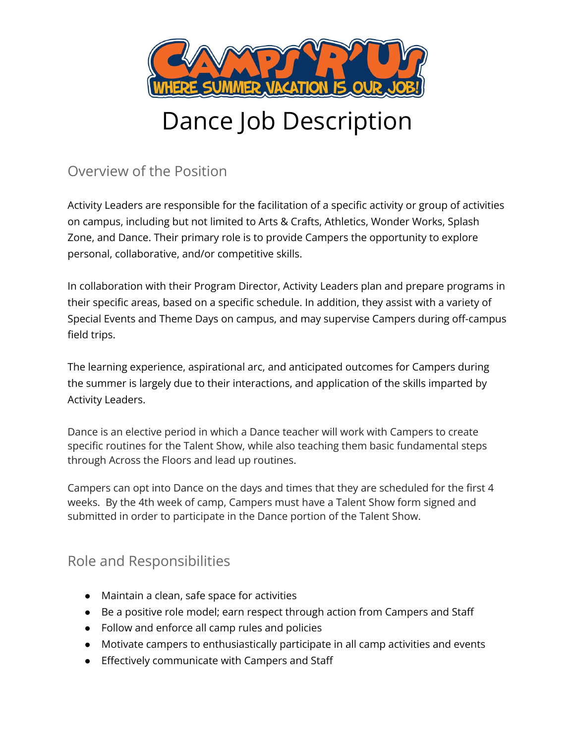# Dance Job Description

## Overview of the Position

Activity Leaders are responsible for the facilitation of a specific activity or group of activities on campus, including but not limited to Arts & Crafts, Athletics, Wonder Works, Splash Zone, and Dance. Their primary role is to provide Campers the opportunity to explore personal, collaborative, and/or competitive skills.

In collaboration with their Program Director, Activity Leaders plan and prepare programs in their specific areas, based on a specific schedule. In addition, they assist with a variety of Special Events and Theme Days on campus, and may supervise Campers during off-campus field trips.

The learning experience, aspirational arc, and anticipated outcomes for Campers during the summer is largely due to their interactions, and application of the skills imparted by Activity Leaders.

Dance is an elective period in which a Dance teacher will work with Campers to create specific routines for the Talent Show, while also teaching them basic fundamental steps through Across the Floors and lead up routines.

Campers can opt into Dance on the days and times that they are scheduled for the first 4 weeks. By the 4th week of camp, Campers must have a Talent Show form signed and submitted in order to participate in the Dance portion of the Talent Show.

## Role and Responsibilities

- Maintain a clean, safe space for activities
- Be a positive role model; earn respect through action from Campers and Staff
- Follow and enforce all camp rules and policies
- Motivate campers to enthusiastically participate in all camp activities and events
- Effectively communicate with Campers and Staff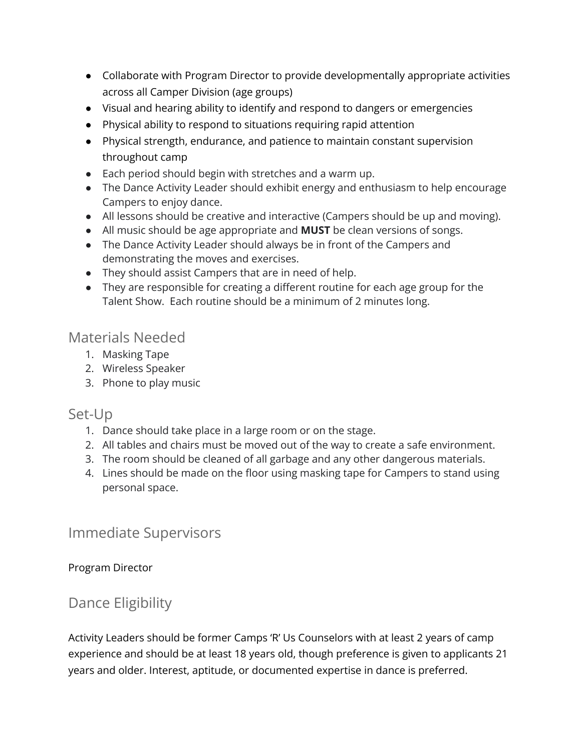- Collaborate with Program Director to provide developmentally appropriate activities across all Camper Division (age groups)
- Visual and hearing ability to identify and respond to dangers or emergencies
- Physical ability to respond to situations requiring rapid attention
- Physical strength, endurance, and patience to maintain constant supervision throughout camp
- Each period should begin with stretches and a warm up.
- The Dance Activity Leader should exhibit energy and enthusiasm to help encourage Campers to enjoy dance.
- All lessons should be creative and interactive (Campers should be up and moving).
- All music should be age appropriate and **MUST** be clean versions of songs.
- The Dance Activity Leader should always be in front of the Campers and demonstrating the moves and exercises.
- They should assist Campers that are in need of help.
- They are responsible for creating a different routine for each age group for the Talent Show. Each routine should be a minimum of 2 minutes long.

## Materials Needed

1. Masking Tape
2. Wireless Speaker
3. Phone to play music

## Set-Up

1. Dance should take place in a large room or on the stage.
2. All tables and chairs must be moved out of the way to create a safe environment.
3. The room should be cleaned of all garbage and any other dangerous materials.
4. Lines should be made on the floor using masking tape for Campers to stand using personal space.

## Immediate Supervisors

Program Director

## Dance Eligibility

Activity Leaders should be former Camps 'R' Us Counselors with at least 2 years of camp experience and should be at least 18 years old, though preference is given to applicants 21 years and older. Interest, aptitude, or documented expertise in dance is preferred.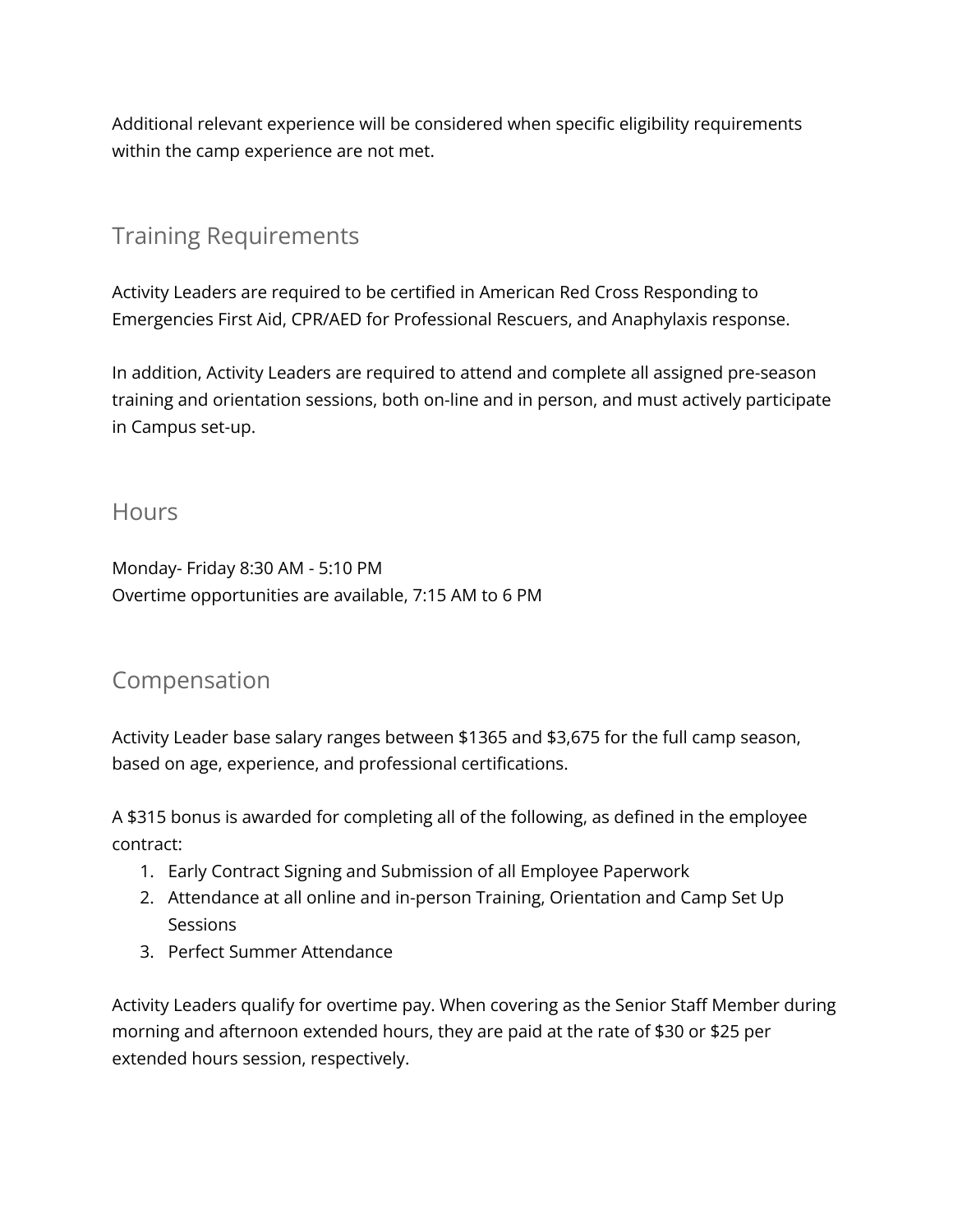Additional relevant experience will be considered when specific eligibility requirements within the camp experience are not met.

## Training Requirements

Activity Leaders are required to be certified in American Red Cross Responding to Emergencies First Aid, CPR/AED for Professional Rescuers, and Anaphylaxis response.

In addition, Activity Leaders are required to attend and complete all assigned pre-season training and orientation sessions, both on-line and in person, and must actively participate in Campus set-up.

## Hours

Monday- Friday 8:30 AM - 5:10 PM
Overtime opportunities are available, 7:15 AM to 6 PM

## Compensation

Activity Leader base salary ranges between $1365 and $3,675 for the full camp season, based on age, experience, and professional certifications.

A $315 bonus is awarded for completing all of the following, as defined in the employee contract:

1. Early Contract Signing and Submission of all Employee Paperwork
2. Attendance at all online and in-person Training, Orientation and Camp Set Up Sessions
3. Perfect Summer Attendance

Activity Leaders qualify for overtime pay. When covering as the Senior Staff Member during morning and afternoon extended hours, they are paid at the rate of $30 or $25 per extended hours session, respectively.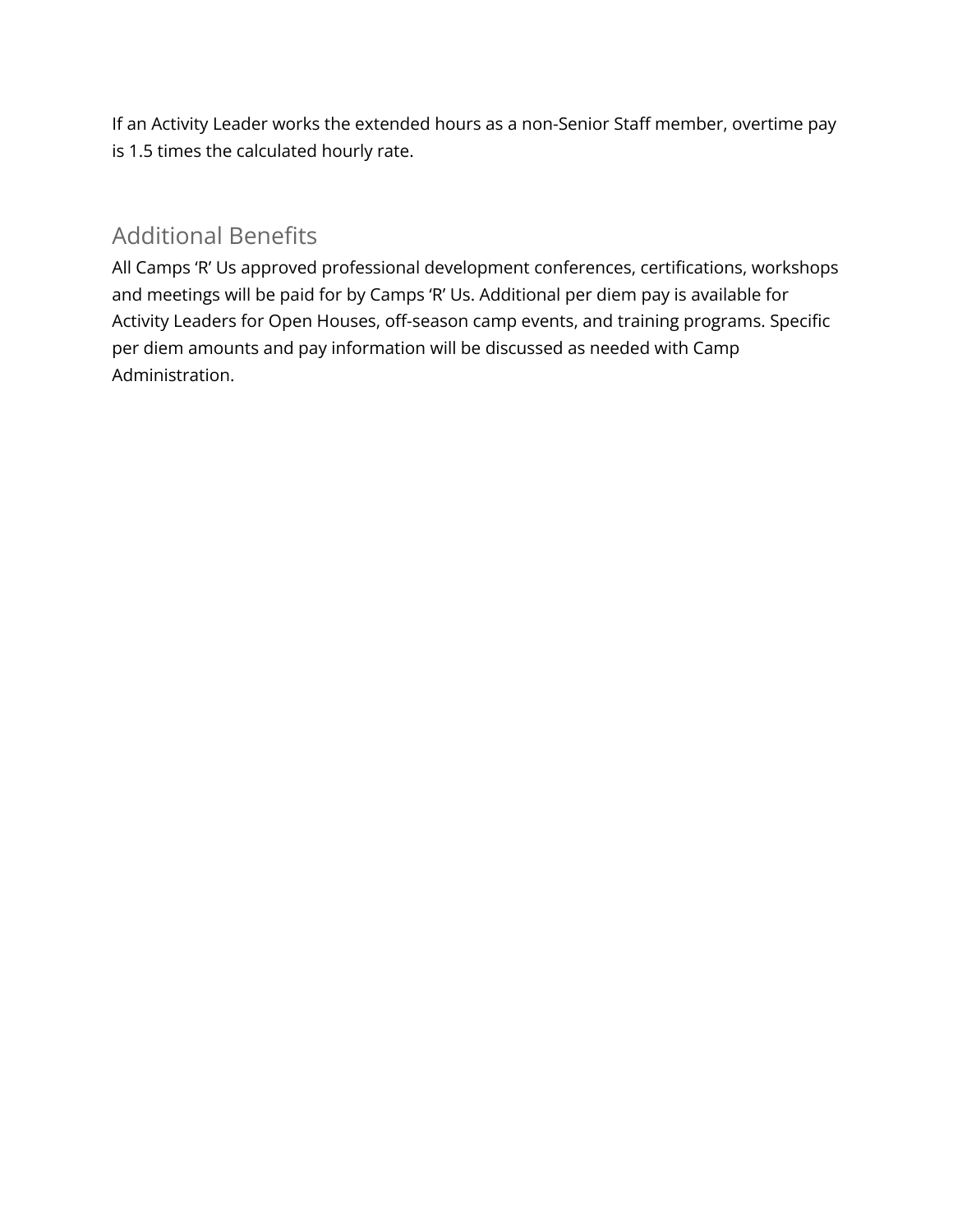If an Activity Leader works the extended hours as a non-Senior Staff member, overtime pay is 1.5 times the calculated hourly rate.

## Additional Benefits

All Camps ‘R’ Us approved professional development conferences, certifications, workshops and meetings will be paid for by Camps ‘R’ Us. Additional per diem pay is available for Activity Leaders for Open Houses, off-season camp events, and training programs. Specific per diem amounts and pay information will be discussed as needed with Camp Administration.